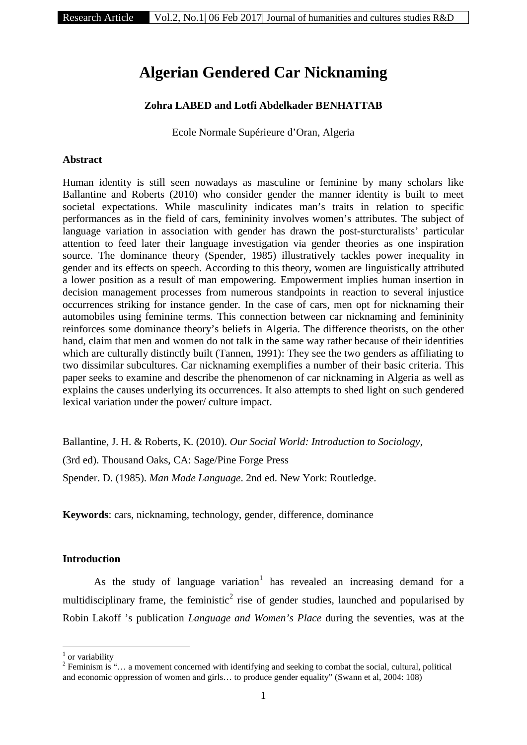# Algerian Gendered Car Nicknaming

**Zohra LABED and Lotfi Abdelkader BENHATTAB**

Ecole Normale Supérieure d'Oran, Algeria

### Abstract

Human identity is still seen nowadays as masculine or feminine by many scholars like Ballantine and Roberts (2010) who consider gender the manner identity is built to meet societal expectations. While masculinity indicates man's traits in relation to specific performances as in the field of cars, femininity involves women's attributes. The subject of language variation in association with gender has drawn the post-sturcturalists' particular attention to feed later their language investigation via gender theories as one inspiration source. The dominance theory (Spender, 1985) illustratively tackles power inequality in gender and its effects on speech. According to this theory, women are linguistically attributed a lower position as a result of man empowering. Empowerment implies human insertion in decision management processes from numerous standpoints in reaction to several injustice occurrences striking for instance gender. In the case of cars, men opt for nicknaming their automobiles using feminine terms. This connection between car nicknaming and femininity reinforces some dominance theory's beliefs in Algeria. The difference theorists, on the other hand, claim that men and women do not talk in the same way rather because of their identities which are culturally distinctly built (Tannen, 1991): They see the two genders as affiliating to two dissimilar subcultures. Car nicknaming exemplifies a number of their basic criteria. This paper seeks to examine and describe the phenomenon of car nicknaming in Algeria as well as explains the causes underlying its occurrences. It also attempts to shed light on such gendered lexical variation under the power/ culture impact.

Ballantine, J. H. & Roberts, K. (2010). *Our Social World: Introduction to Sociology*, (3rd ed). Thousand Oaks, CA: Sage/Pine Forge Press

Spender. D. (1985). *Man Made Language*. 2nd ed. New York: Routledge.

**Keywords**: cars, nicknaming, technology, gender, difference, dominance

### Introduction

As the study of language variation[1] has revealed an increasing demand for a multidisciplinary frame, the feministic[2] rise of gender studies, launched and popularised by Robin Lakoff 's publication *Language and Women's Place* during the seventies, was at the

[1] or variability

[2] Feminism is "… a movement concerned with identifying and seeking to combat the social, cultural, political and economic oppression of women and girls… to produce gender equality" (Swann et al, 2004: 108)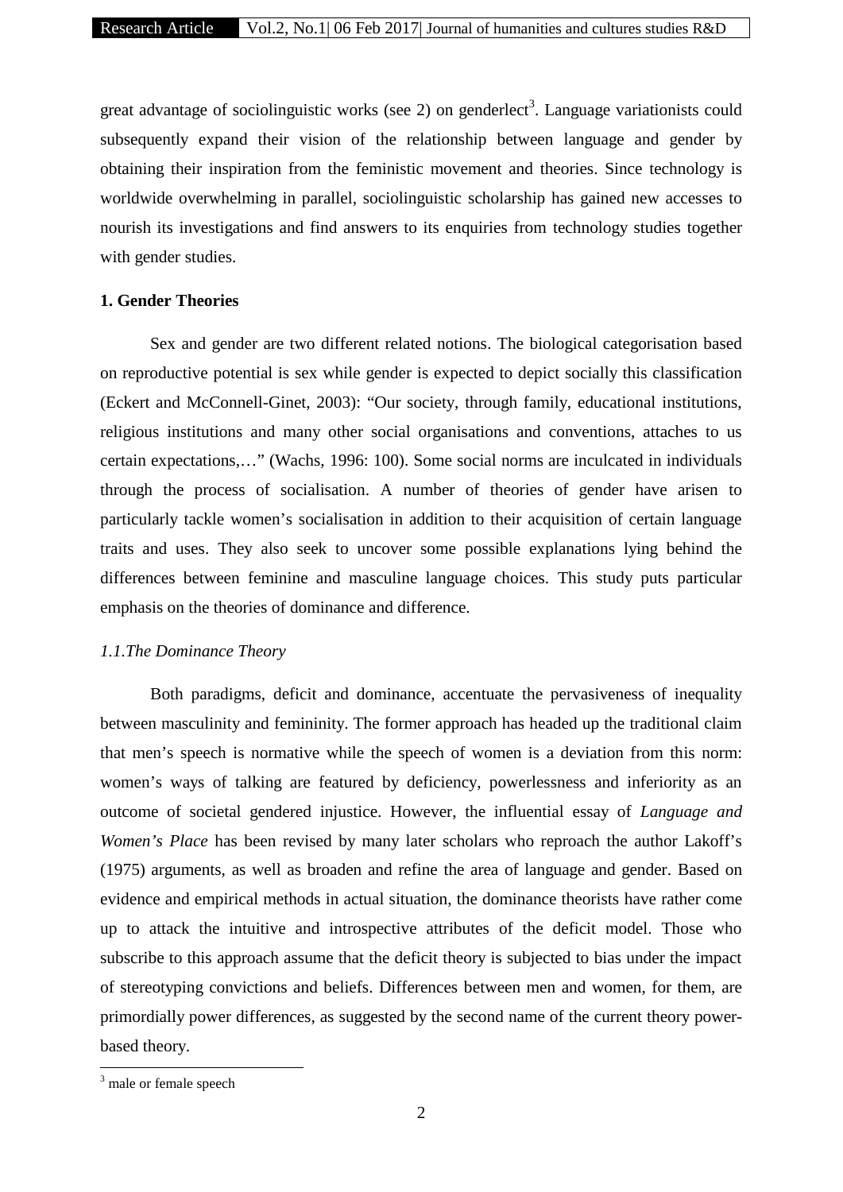great advantage of sociolinguistic works (see 2) on genderlect[3]. Language variationists could subsequently expand their vision of the relationship between language and gender by obtaining their inspiration from the feministic movement and theories. Since technology is worldwide overwhelming in parallel, sociolinguistic scholarship has gained new accesses to nourish its investigations and find answers to its enquiries from technology studies together with gender studies.

## 1. Gender Theories

Sex and gender are two different related notions. The biological categorisation based on reproductive potential is sex while gender is expected to depict socially this classification (Eckert and McConnell-Ginet, 2003): "Our society, through family, educational institutions, religious institutions and many other social organisations and conventions, attaches to us certain expectations,…" (Wachs, 1996: 100). Some social norms are inculcated in individuals through the process of socialisation. A number of theories of gender have arisen to particularly tackle women's socialisation in addition to their acquisition of certain language traits and uses. They also seek to uncover some possible explanations lying behind the differences between feminine and masculine language choices. This study puts particular emphasis on the theories of dominance and difference.

### *1.1.The Dominance Theory*

Both paradigms, deficit and dominance, accentuate the pervasiveness of inequality between masculinity and femininity. The former approach has headed up the traditional claim that men's speech is normative while the speech of women is a deviation from this norm: women's ways of talking are featured by deficiency, powerlessness and inferiority as an outcome of societal gendered injustice. However, the influential essay of *Language and Women's Place* has been revised by many later scholars who reproach the author Lakoff's (1975) arguments, as well as broaden and refine the area of language and gender. Based on evidence and empirical methods in actual situation, the dominance theorists have rather come up to attack the intuitive and introspective attributes of the deficit model. Those who subscribe to this approach assume that the deficit theory is subjected to bias under the impact of stereotyping convictions and beliefs. Differences between men and women, for them, are primordially power differences, as suggested by the second name of the current theory power-based theory.

[3] male or female speech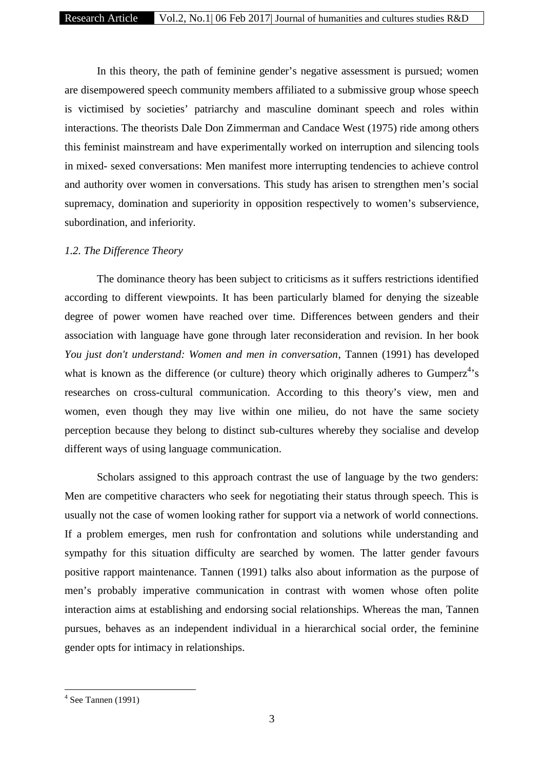In this theory, the path of feminine gender's negative assessment is pursued; women are disempowered speech community members affiliated to a submissive group whose speech is victimised by societies' patriarchy and masculine dominant speech and roles within interactions. The theorists Dale Don Zimmerman and Candace West (1975) ride among others this feminist mainstream and have experimentally worked on interruption and silencing tools in mixed- sexed conversations: Men manifest more interrupting tendencies to achieve control and authority over women in conversations. This study has arisen to strengthen men's social supremacy, domination and superiority in opposition respectively to women's subservience, subordination, and inferiority.

### *1.2. The Difference Theory*

The dominance theory has been subject to criticisms as it suffers restrictions identified according to different viewpoints. It has been particularly blamed for denying the sizeable degree of power women have reached over time. Differences between genders and their association with language have gone through later reconsideration and revision. In her book *You just don't understand: Women and men in conversation*, Tannen (1991) has developed what is known as the difference (or culture) theory which originally adheres to Gumperz[4]'s researches on cross-cultural communication. According to this theory's view, men and women, even though they may live within one milieu, do not have the same society perception because they belong to distinct sub-cultures whereby they socialise and develop different ways of using language communication.

Scholars assigned to this approach contrast the use of language by the two genders: Men are competitive characters who seek for negotiating their status through speech. This is usually not the case of women looking rather for support via a network of world connections. If a problem emerges, men rush for confrontation and solutions while understanding and sympathy for this situation difficulty are searched by women. The latter gender favours positive rapport maintenance. Tannen (1991) talks also about information as the purpose of men's probably imperative communication in contrast with women whose often polite interaction aims at establishing and endorsing social relationships. Whereas the man, Tannen pursues, behaves as an independent individual in a hierarchical social order, the feminine gender opts for intimacy in relationships.

---

[4] See Tannen (1991)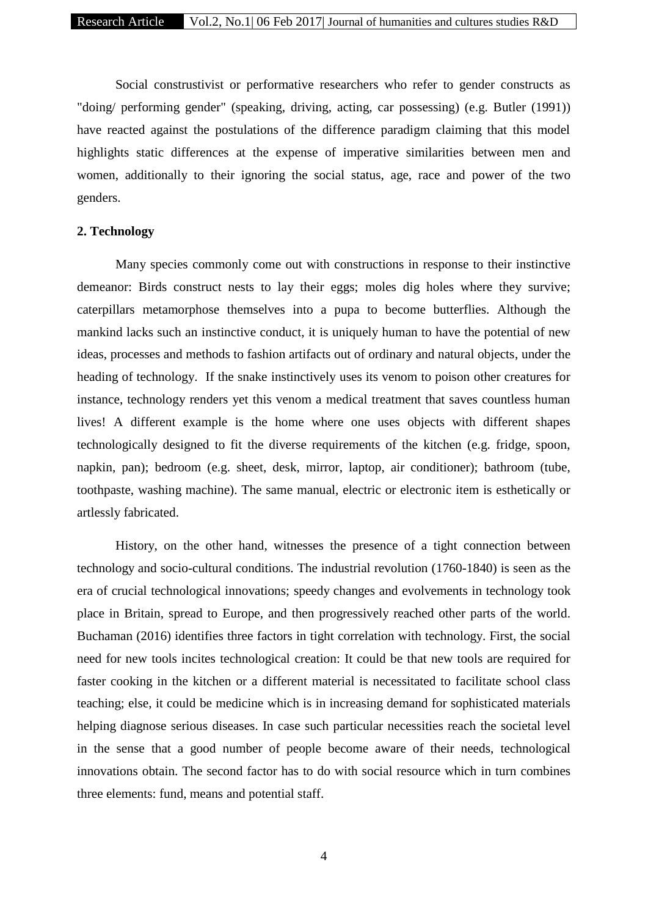Social construstivist or performative researchers who refer to gender constructs as "doing/ performing gender" (speaking, driving, acting, car possessing) (e.g. Butler (1991)) have reacted against the postulations of the difference paradigm claiming that this model highlights static differences at the expense of imperative similarities between men and women, additionally to their ignoring the social status, age, race and power of the two genders.

**2. Technology**

Many species commonly come out with constructions in response to their instinctive demeanor: Birds construct nests to lay their eggs; moles dig holes where they survive; caterpillars metamorphose themselves into a pupa to become butterflies. Although the mankind lacks such an instinctive conduct, it is uniquely human to have the potential of new ideas, processes and methods to fashion artifacts out of ordinary and natural objects, under the heading of technology. If the snake instinctively uses its venom to poison other creatures for instance, technology renders yet this venom a medical treatment that saves countless human lives! A different example is the home where one uses objects with different shapes technologically designed to fit the diverse requirements of the kitchen (e.g. fridge, spoon, napkin, pan); bedroom (e.g. sheet, desk, mirror, laptop, air conditioner); bathroom (tube, toothpaste, washing machine). The same manual, electric or electronic item is esthetically or artlessly fabricated.

History, on the other hand, witnesses the presence of a tight connection between technology and socio-cultural conditions. The industrial revolution (1760-1840) is seen as the era of crucial technological innovations; speedy changes and evolvements in technology took place in Britain, spread to Europe, and then progressively reached other parts of the world. Buchaman (2016) identifies three factors in tight correlation with technology. First, the social need for new tools incites technological creation: It could be that new tools are required for faster cooking in the kitchen or a different material is necessitated to facilitate school class teaching; else, it could be medicine which is in increasing demand for sophisticated materials helping diagnose serious diseases. In case such particular necessities reach the societal level in the sense that a good number of people become aware of their needs, technological innovations obtain. The second factor has to do with social resource which in turn combines three elements: fund, means and potential staff.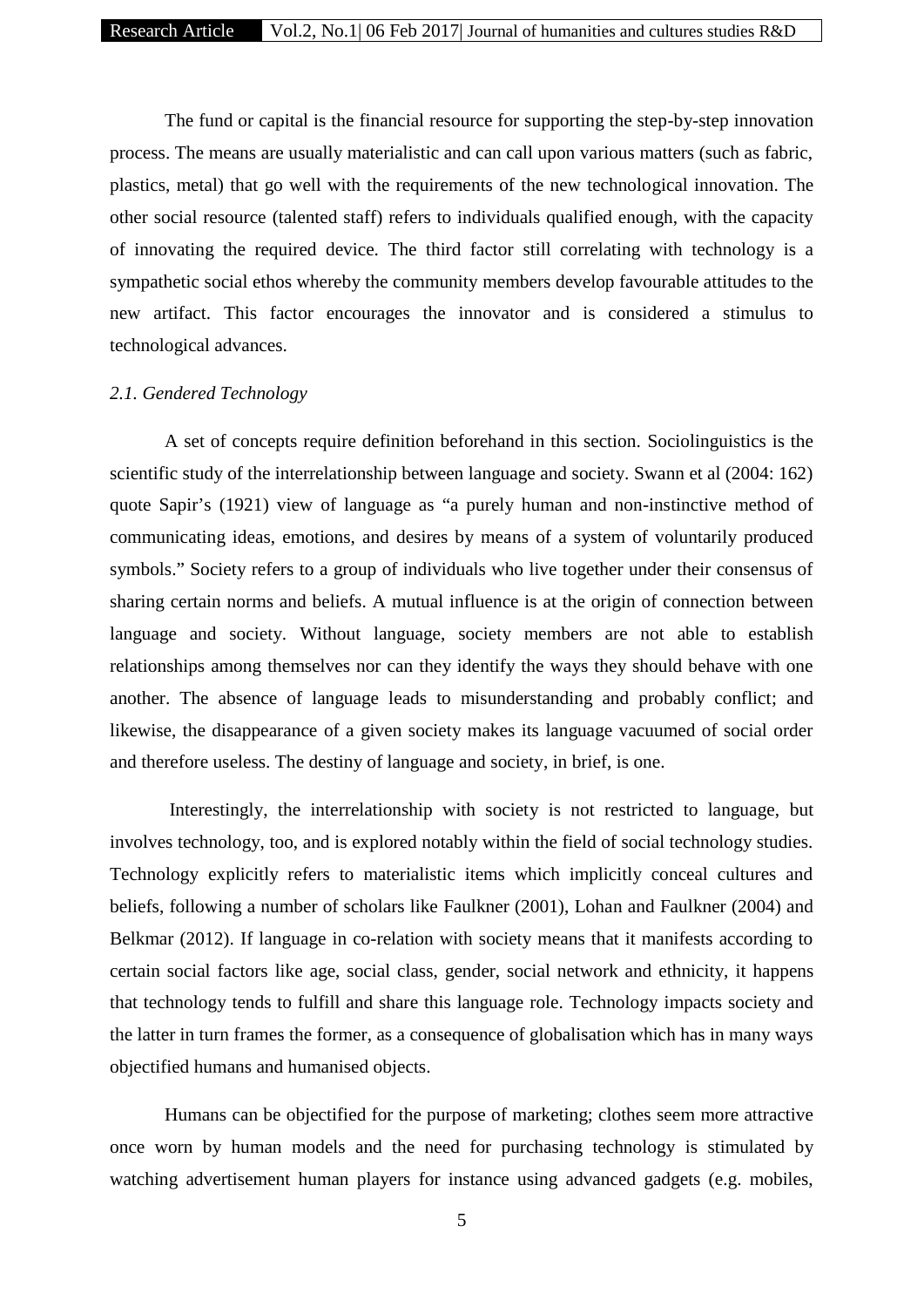The fund or capital is the financial resource for supporting the step-by-step innovation process. The means are usually materialistic and can call upon various matters (such as fabric, plastics, metal) that go well with the requirements of the new technological innovation. The other social resource (talented staff) refers to individuals qualified enough, with the capacity of innovating the required device. The third factor still correlating with technology is a sympathetic social ethos whereby the community members develop favourable attitudes to the new artifact. This factor encourages the innovator and is considered a stimulus to technological advances.

### *2.1. Gendered Technology*

A set of concepts require definition beforehand in this section. Sociolinguistics is the scientific study of the interrelationship between language and society. Swann et al (2004: 162) quote Sapir's (1921) view of language as "a purely human and non-instinctive method of communicating ideas, emotions, and desires by means of a system of voluntarily produced symbols." Society refers to a group of individuals who live together under their consensus of sharing certain norms and beliefs. A mutual influence is at the origin of connection between language and society. Without language, society members are not able to establish relationships among themselves nor can they identify the ways they should behave with one another. The absence of language leads to misunderstanding and probably conflict; and likewise, the disappearance of a given society makes its language vacuumed of social order and therefore useless. The destiny of language and society, in brief, is one.

Interestingly, the interrelationship with society is not restricted to language, but involves technology, too, and is explored notably within the field of social technology studies. Technology explicitly refers to materialistic items which implicitly conceal cultures and beliefs, following a number of scholars like Faulkner (2001), Lohan and Faulkner (2004) and Belkmar (2012). If language in co-relation with society means that it manifests according to certain social factors like age, social class, gender, social network and ethnicity, it happens that technology tends to fulfill and share this language role. Technology impacts society and the latter in turn frames the former, as a consequence of globalisation which has in many ways objectified humans and humanised objects.

Humans can be objectified for the purpose of marketing; clothes seem more attractive once worn by human models and the need for purchasing technology is stimulated by watching advertisement human players for instance using advanced gadgets (e.g. mobiles,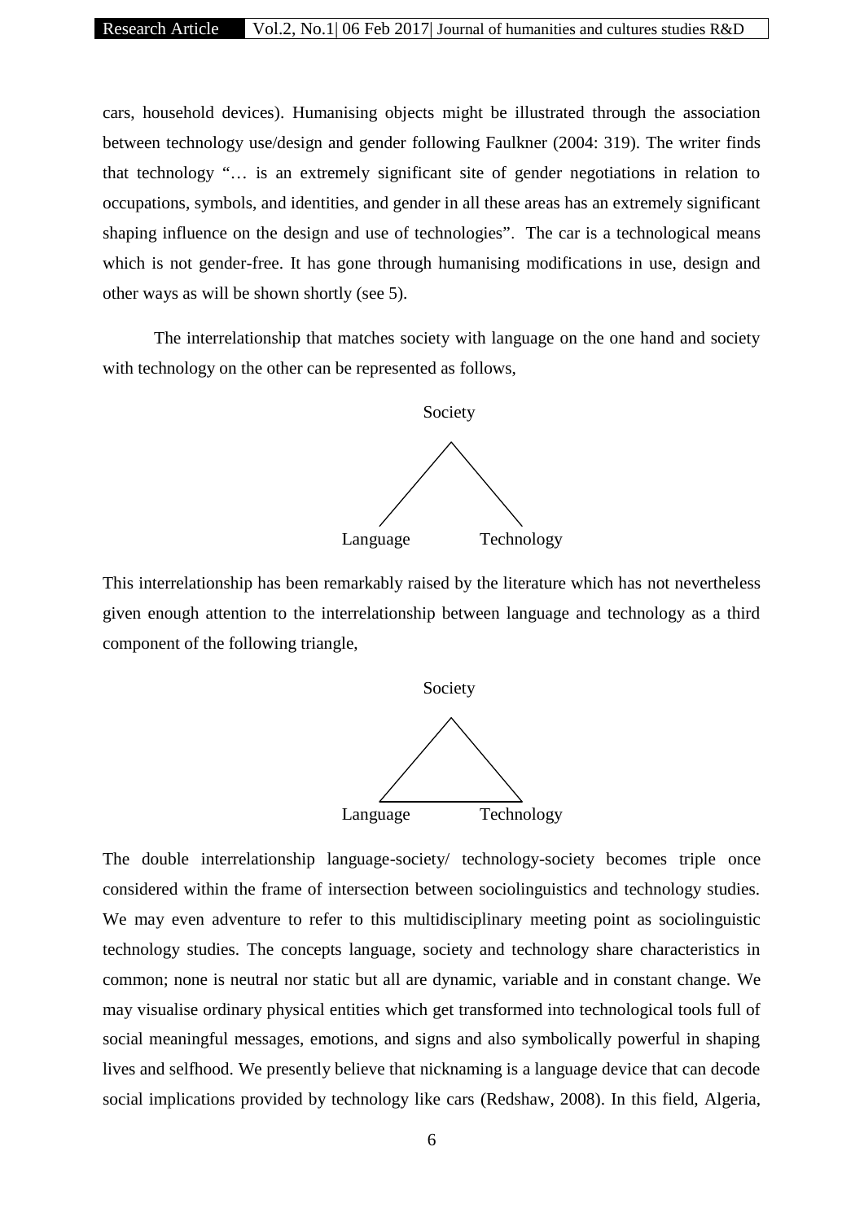cars, household devices). Humanising objects might be illustrated through the association between technology use/design and gender following Faulkner (2004: 319). The writer finds that technology "… is an extremely significant site of gender negotiations in relation to occupations, symbols, and identities, and gender in all these areas has an extremely significant shaping influence on the design and use of technologies". The car is a technological means which is not gender-free. It has gone through humanising modifications in use, design and other ways as will be shown shortly (see 5).

The interrelationship that matches society with language on the one hand and society with technology on the other can be represented as follows,

```
        Society
          /\
         /  \
        /    \
Language      Technology
```

This interrelationship has been remarkably raised by the literature which has not nevertheless given enough attention to the interrelationship between language and technology as a third component of the following triangle,

```
        Society
          /\
         /  \
        /____\
Language      Technology
```

The double interrelationship language-society/ technology-society becomes triple once considered within the frame of intersection between sociolinguistics and technology studies. We may even adventure to refer to this multidisciplinary meeting point as sociolinguistic technology studies. The concepts language, society and technology share characteristics in common; none is neutral nor static but all are dynamic, variable and in constant change. We may visualise ordinary physical entities which get transformed into technological tools full of social meaningful messages, emotions, and signs and also symbolically powerful in shaping lives and selfhood. We presently believe that nicknaming is a language device that can decode social implications provided by technology like cars (Redshaw, 2008). In this field, Algeria,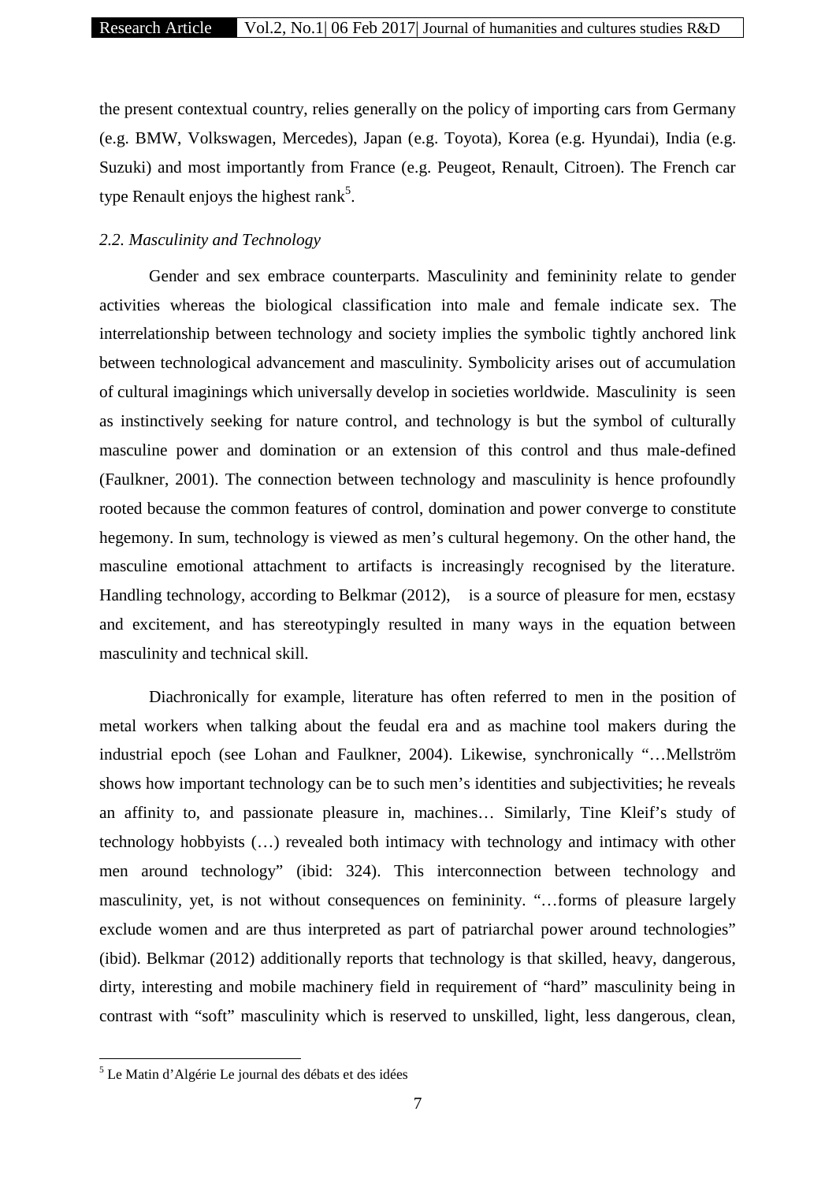the present contextual country, relies generally on the policy of importing cars from Germany (e.g. BMW, Volkswagen, Mercedes), Japan (e.g. Toyota), Korea (e.g. Hyundai), India (e.g. Suzuki) and most importantly from France (e.g. Peugeot, Renault, Citroen). The French car type Renault enjoys the highest rank[5].

### *2.2. Masculinity and Technology*

Gender and sex embrace counterparts. Masculinity and femininity relate to gender activities whereas the biological classification into male and female indicate sex. The interrelationship between technology and society implies the symbolic tightly anchored link between technological advancement and masculinity. Symbolicity arises out of accumulation of cultural imaginings which universally develop in societies worldwide. Masculinity is seen as instinctively seeking for nature control, and technology is but the symbol of culturally masculine power and domination or an extension of this control and thus male-defined (Faulkner, 2001). The connection between technology and masculinity is hence profoundly rooted because the common features of control, domination and power converge to constitute hegemony. In sum, technology is viewed as men's cultural hegemony. On the other hand, the masculine emotional attachment to artifacts is increasingly recognised by the literature. Handling technology, according to Belkmar (2012), is a source of pleasure for men, ecstasy and excitement, and has stereotypingly resulted in many ways in the equation between masculinity and technical skill.

Diachronically for example, literature has often referred to men in the position of metal workers when talking about the feudal era and as machine tool makers during the industrial epoch (see Lohan and Faulkner, 2004). Likewise, synchronically "…Mellström shows how important technology can be to such men's identities and subjectivities; he reveals an affinity to, and passionate pleasure in, machines… Similarly, Tine Kleif's study of technology hobbyists (…) revealed both intimacy with technology and intimacy with other men around technology" (ibid: 324). This interconnection between technology and masculinity, yet, is not without consequences on femininity. "…forms of pleasure largely exclude women and are thus interpreted as part of patriarchal power around technologies" (ibid). Belkmar (2012) additionally reports that technology is that skilled, heavy, dangerous, dirty, interesting and mobile machinery field in requirement of "hard" masculinity being in contrast with "soft" masculinity which is reserved to unskilled, light, less dangerous, clean,

[5] Le Matin d'Algérie Le journal des débats et des idées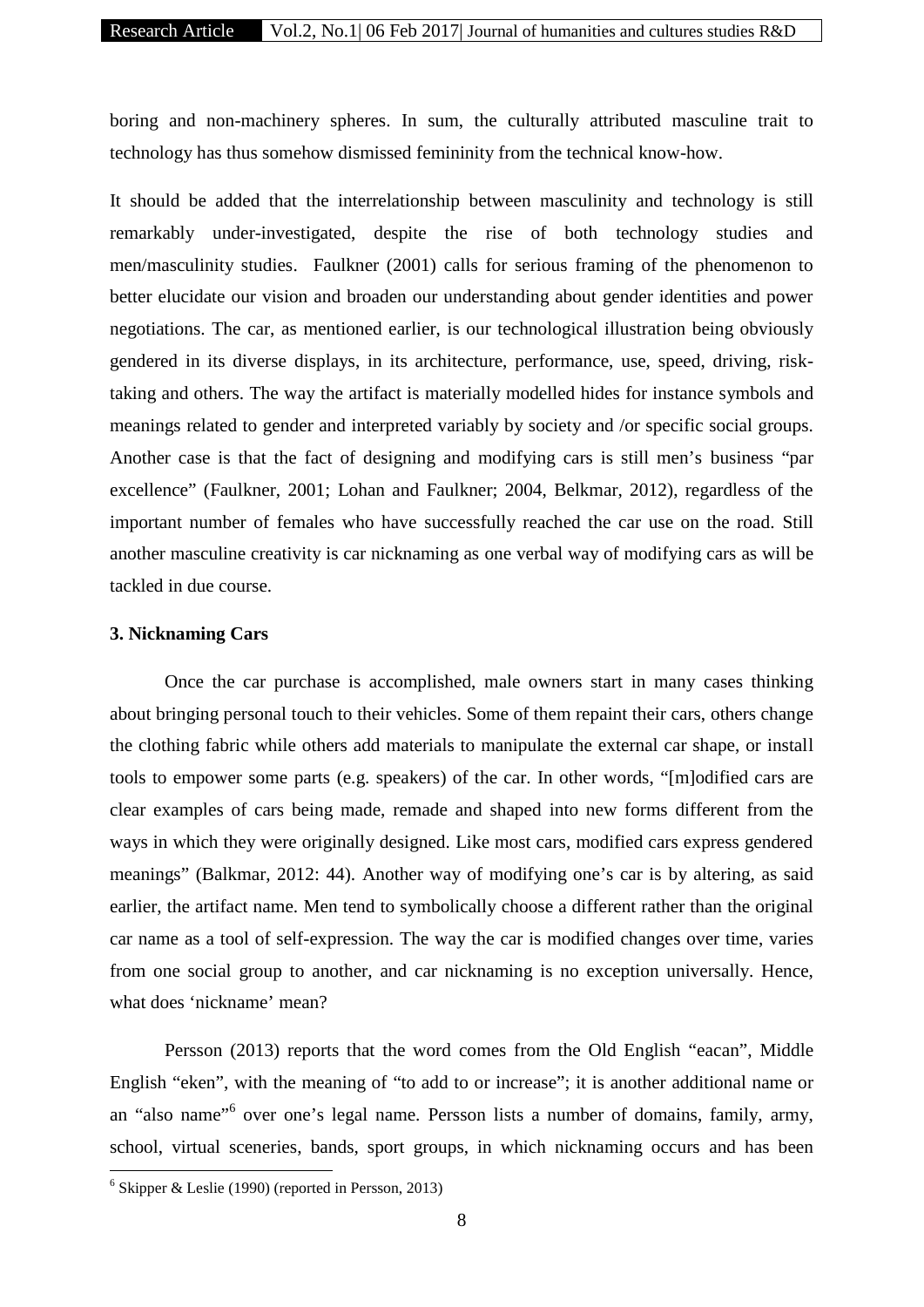boring and non-machinery spheres. In sum, the culturally attributed masculine trait to technology has thus somehow dismissed femininity from the technical know-how.

It should be added that the interrelationship between masculinity and technology is still remarkably under-investigated, despite the rise of both technology studies and men/masculinity studies. Faulkner (2001) calls for serious framing of the phenomenon to better elucidate our vision and broaden our understanding about gender identities and power negotiations. The car, as mentioned earlier, is our technological illustration being obviously gendered in its diverse displays, in its architecture, performance, use, speed, driving, risk-taking and others. The way the artifact is materially modelled hides for instance symbols and meanings related to gender and interpreted variably by society and /or specific social groups. Another case is that the fact of designing and modifying cars is still men's business "par excellence" (Faulkner, 2001; Lohan and Faulkner; 2004, Belkmar, 2012), regardless of the important number of females who have successfully reached the car use on the road. Still another masculine creativity is car nicknaming as one verbal way of modifying cars as will be tackled in due course.

### 3. Nicknaming Cars

Once the car purchase is accomplished, male owners start in many cases thinking about bringing personal touch to their vehicles. Some of them repaint their cars, others change the clothing fabric while others add materials to manipulate the external car shape, or install tools to empower some parts (e.g. speakers) of the car. In other words, "[m]odified cars are clear examples of cars being made, remade and shaped into new forms different from the ways in which they were originally designed. Like most cars, modified cars express gendered meanings" (Balkmar, 2012: 44). Another way of modifying one's car is by altering, as said earlier, the artifact name. Men tend to symbolically choose a different rather than the original car name as a tool of self-expression. The way the car is modified changes over time, varies from one social group to another, and car nicknaming is no exception universally. Hence, what does 'nickname' mean?

Persson (2013) reports that the word comes from the Old English "eacan", Middle English "eken", with the meaning of "to add to or increase"; it is another additional name or an "also name"[6] over one's legal name. Persson lists a number of domains, family, army, school, virtual sceneries, bands, sport groups, in which nicknaming occurs and has been

[6] Skipper & Leslie (1990) (reported in Persson, 2013)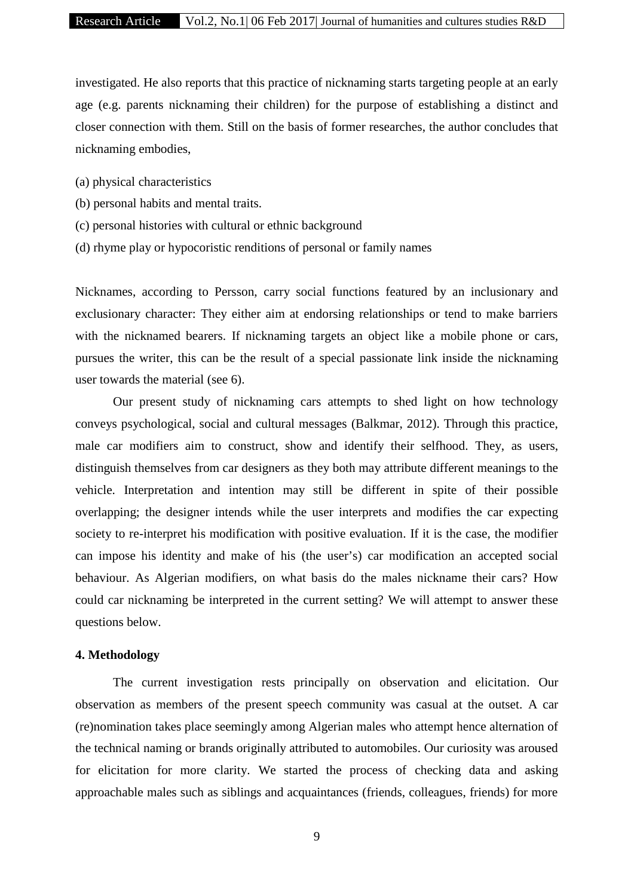investigated. He also reports that this practice of nicknaming starts targeting people at an early age (e.g. parents nicknaming their children) for the purpose of establishing a distinct and closer connection with them. Still on the basis of former researches, the author concludes that nicknaming embodies,

(a) physical characteristics

(b) personal habits and mental traits.

(c) personal histories with cultural or ethnic background

(d) rhyme play or hypocoristic renditions of personal or family names

Nicknames, according to Persson, carry social functions featured by an inclusionary and exclusionary character: They either aim at endorsing relationships or tend to make barriers with the nicknamed bearers. If nicknaming targets an object like a mobile phone or cars, pursues the writer, this can be the result of a special passionate link inside the nicknaming user towards the material (see 6).

Our present study of nicknaming cars attempts to shed light on how technology conveys psychological, social and cultural messages (Balkmar, 2012). Through this practice, male car modifiers aim to construct, show and identify their selfhood. They, as users, distinguish themselves from car designers as they both may attribute different meanings to the vehicle. Interpretation and intention may still be different in spite of their possible overlapping; the designer intends while the user interprets and modifies the car expecting society to re-interpret his modification with positive evaluation. If it is the case, the modifier can impose his identity and make of his (the user's) car modification an accepted social behaviour. As Algerian modifiers, on what basis do the males nickname their cars? How could car nicknaming be interpreted in the current setting? We will attempt to answer these questions below.

**4. Methodology**

The current investigation rests principally on observation and elicitation. Our observation as members of the present speech community was casual at the outset. A car (re)nomination takes place seemingly among Algerian males who attempt hence alternation of the technical naming or brands originally attributed to automobiles. Our curiosity was aroused for elicitation for more clarity. We started the process of checking data and asking approachable males such as siblings and acquaintances (friends, colleagues, friends) for more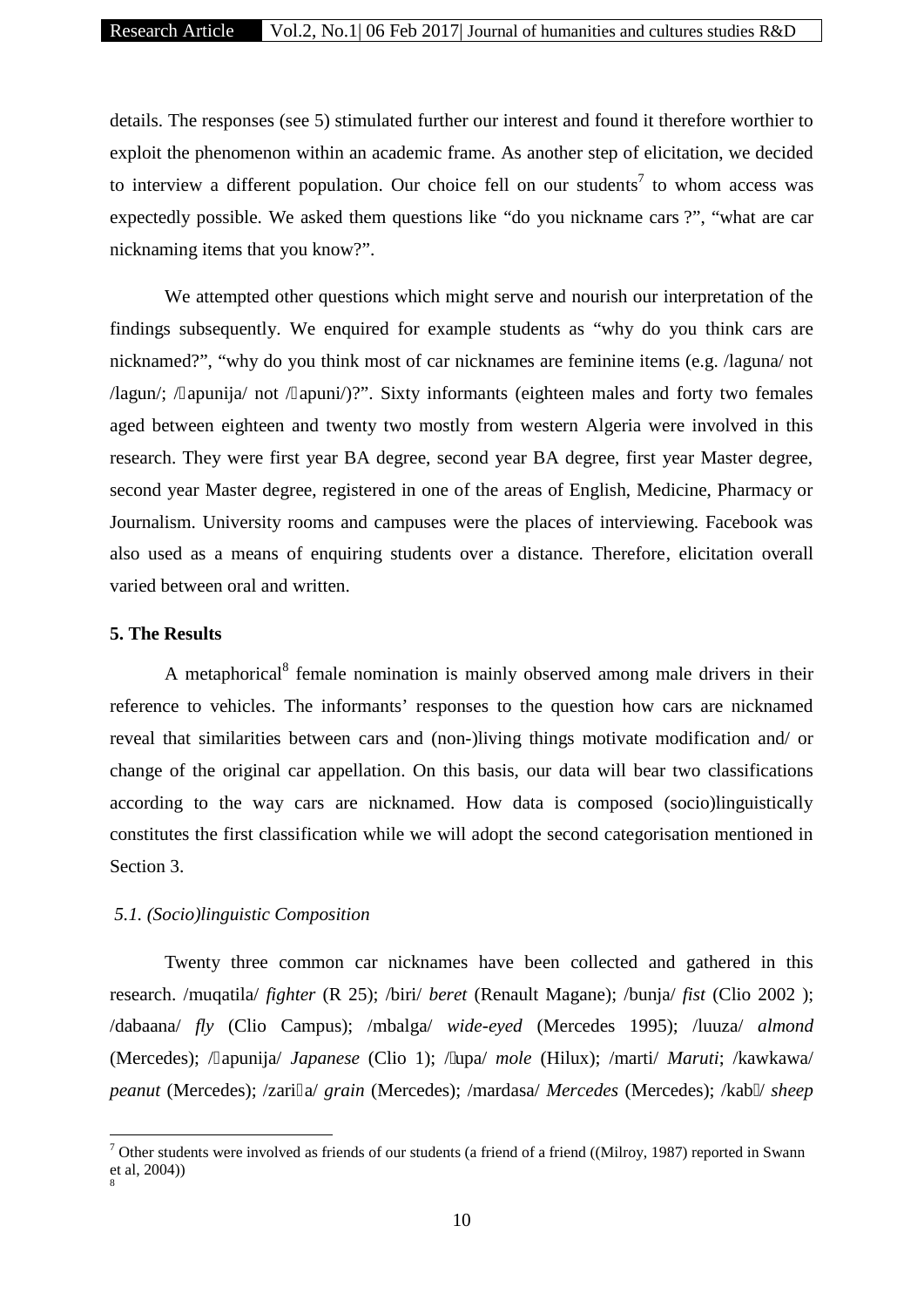details. The responses (see 5) stimulated further our interest and found it therefore worthier to exploit the phenomenon within an academic frame. As another step of elicitation, we decided to interview a different population. Our choice fell on our students[7] to whom access was expectedly possible. We asked them questions like "do you nickname cars ?", "what are car nicknaming items that you know?".

We attempted other questions which might serve and nourish our interpretation of the findings subsequently. We enquired for example students as "why do you think cars are nicknamed?", "why do you think most of car nicknames are feminine items (e.g. /laguna/ not /lagun/; /apunija/ not /apuni/)?". Sixty informants (eighteen males and forty two females aged between eighteen and twenty two mostly from western Algeria were involved in this research. They were first year BA degree, second year BA degree, first year Master degree, second year Master degree, registered in one of the areas of English, Medicine, Pharmacy or Journalism. University rooms and campuses were the places of interviewing. Facebook was also used as a means of enquiring students over a distance. Therefore, elicitation overall varied between oral and written.

## 5. The Results

A metaphorical[8] female nomination is mainly observed among male drivers in their reference to vehicles. The informants' responses to the question how cars are nicknamed reveal that similarities between cars and (non-)living things motivate modification and/ or change of the original car appellation. On this basis, our data will bear two classifications according to the way cars are nicknamed. How data is composed (socio)linguistically constitutes the first classification while we will adopt the second categorisation mentioned in Section 3.

### *5.1. (Socio)linguistic Composition*

Twenty three common car nicknames have been collected and gathered in this research. /muqatila/ *fighter* (R 25); /biri/ *beret* (Renault Magane); /bunja/ *fist* (Clio 2002 ); /dabaana/ *fly* (Clio Campus); /mbalga/ *wide-eyed* (Mercedes 1995); /luuza/ *almond* (Mercedes); /apunija/ *Japanese* (Clio 1); /upa/ *mole* (Hilux); /marti/ *Maruti*; /kawkawa/ *peanut* (Mercedes); /zaria/ *grain* (Mercedes); /mardasa/ *Mercedes* (Mercedes); /kab/ *sheep*

---

[7] Other students were involved as friends of our students (a friend of a friend ((Milroy, 1987) reported in Swann et al, 2004))

[8]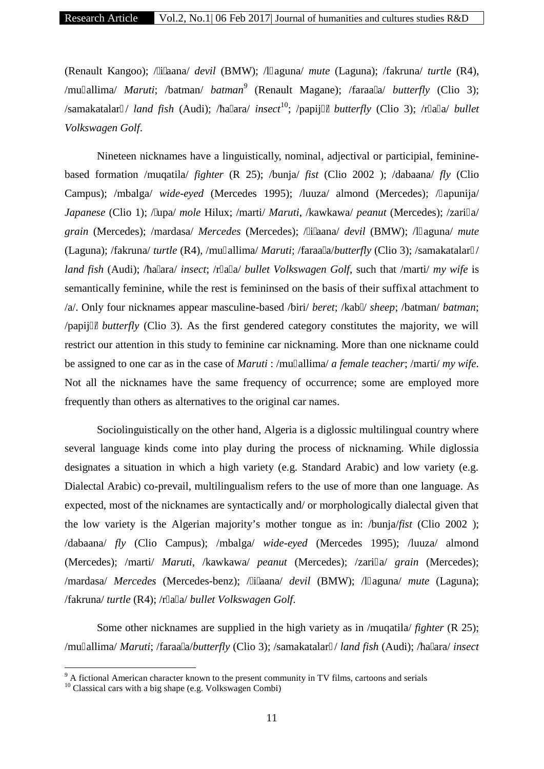(Renault Kangoo); /ʃiʃaana/ *devil* (BMW); /lʃaguna/ *mute* (Laguna); /fakruna/ *turtle* (R4), /muʕallima/ *Maruti*; /batman/ *batman*[9] (Renault Magane); /faraaʃa/ *butterfly* (Clio 3); /samakatalarɖ/ *land fish* (Audi); /ħaʃara/ *insect*[10]; /papijɔ/ *butterfly* (Clio 3); /rʃaʃa/ *bullet Volkswagen Golf*.

Nineteen nicknames have a linguistically, nominal, adjectival or participial, feminine-based formation /muqatila/ *fighter* (R 25); /bunja/ *fist* (Clio 2002 ); /dabaana/ *fly* (Clio Campus); /mbalga/ *wide-eyed* (Mercedes 1995); /luuza/ almond (Mercedes); /ʒapunija/ *Japanese* (Clio 1); /ʒupa/ *mole* Hilux; /marti/ *Maruti*, /kawkawa/ *peanut* (Mercedes); /zariʕa/ *grain* (Mercedes); /mardasa/ *Mercedes* (Mercedes); /ʃiʃaana/ *devil* (BMW); /lʃaguna/ *mute* (Laguna); /fakruna/ *turtle* (R4), /muʕallima/ *Maruti*; /faraaʃa/*butterfly* (Clio 3); /samakatalarɖ/ *land fish* (Audi); /ħaʃara/ *insect*; /rʃaʃa/ *bullet Volkswagen Golf*, such that /marti/ *my wife* is semantically feminine, while the rest is femininsed on the basis of their suffixal attachment to /a/. Only four nicknames appear masculine-based /biri/ *beret*; /kabʃ/ *sheep*; /batman/ *batman*; /papijɔ/ *butterfly* (Clio 3). As the first gendered category constitutes the majority, we will restrict our attention in this study to feminine car nicknaming. More than one nickname could be assigned to one car as in the case of *Maruti* : /muʕallima/ *a female teacher*; /marti/ *my wife*. Not all the nicknames have the same frequency of occurrence; some are employed more frequently than others as alternatives to the original car names.

Sociolinguistically on the other hand, Algeria is a diglossic multilingual country where several language kinds come into play during the process of nicknaming. While diglossia designates a situation in which a high variety (e.g. Standard Arabic) and low variety (e.g. Dialectal Arabic) co-prevail, multilingualism refers to the use of more than one language. As expected, most of the nicknames are syntactically and/ or morphologically dialectal given that the low variety is the Algerian majority's mother tongue as in: /bunja/*fist* (Clio 2002 ); /dabaana/ *fly* (Clio Campus); /mbalga/ *wide-eyed* (Mercedes 1995); /luuza/ almond (Mercedes); /marti/ *Maruti*, /kawkawa/ *peanut* (Mercedes); /zariʕa/ *grain* (Mercedes); /mardasa/ *Mercedes* (Mercedes-benz); /ʃiʃaana/ *devil* (BMW); /lʃaguna/ *mute* (Laguna); /fakruna/ *turtle* (R4); /rʃaʃa/ *bullet Volkswagen Golf*.

Some other nicknames are supplied in the high variety as in /muqatila/ *fighter* (R 25); /muʕallima/ *Maruti*; /faraaʃa/*butterfly* (Clio 3); /samakatalarɖ/ *land fish* (Audi); /ħaʃara/ *insect*

---

[9] A fictional American character known to the present community in TV films, cartoons and serials

[10] Classical cars with a big shape (e.g. Volkswagen Combi)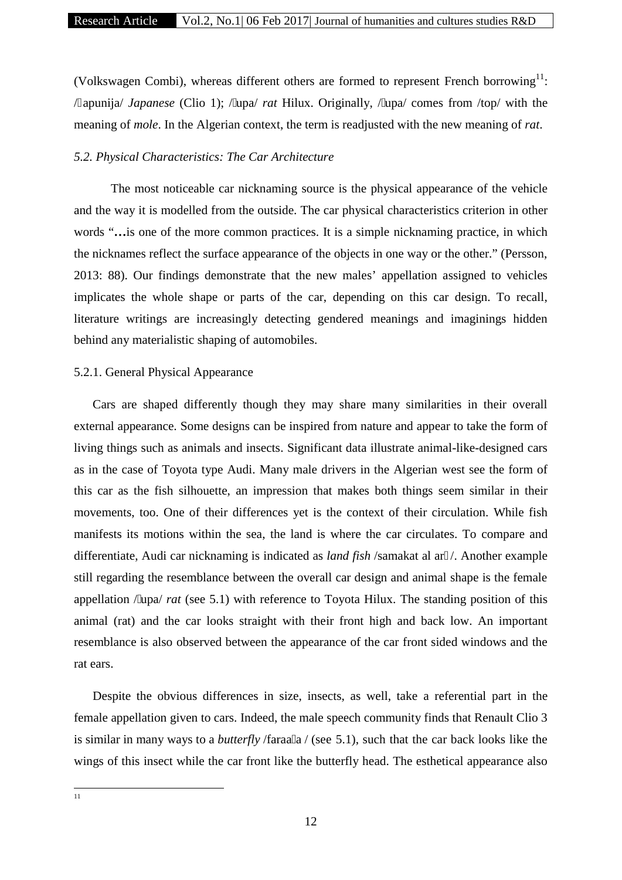(Volkswagen Combi), whereas different others are formed to represent French borrowing[11]: /apunija/ *Japanese* (Clio 1); /upa/ *rat* Hilux. Originally, /upa/ comes from /top/ with the meaning of *mole*. In the Algerian context, the term is readjusted with the new meaning of *rat*.

### *5.2. Physical Characteristics: The Car Architecture*

The most noticeable car nicknaming source is the physical appearance of the vehicle and the way it is modelled from the outside. The car physical characteristics criterion in other words "**…**is one of the more common practices. It is a simple nicknaming practice, in which the nicknames reflect the surface appearance of the objects in one way or the other." (Persson, 2013: 88). Our findings demonstrate that the new males' appellation assigned to vehicles implicates the whole shape or parts of the car, depending on this car design. To recall, literature writings are increasingly detecting gendered meanings and imaginings hidden behind any materialistic shaping of automobiles.

#### 5.2.1. General Physical Appearance

Cars are shaped differently though they may share many similarities in their overall external appearance. Some designs can be inspired from nature and appear to take the form of living things such as animals and insects. Significant data illustrate animal-like-designed cars as in the case of Toyota type Audi. Many male drivers in the Algerian west see the form of this car as the fish silhouette, an impression that makes both things seem similar in their movements, too. One of their differences yet is the context of their circulation. While fish manifests its motions within the sea, the land is where the car circulates. To compare and differentiate, Audi car nicknaming is indicated as *land fish* /samakat al ar/. Another example still regarding the resemblance between the overall car design and animal shape is the female appellation /upa/ *rat* (see 5.1) with reference to Toyota Hilux. The standing position of this animal (rat) and the car looks straight with their front high and back low. An important resemblance is also observed between the appearance of the car front sided windows and the rat ears.

Despite the obvious differences in size, insects, as well, take a referential part in the female appellation given to cars. Indeed, the male speech community finds that Renault Clio 3 is similar in many ways to a *butterfly* /faraaa / (see 5.1), such that the car back looks like the wings of this insect while the car front like the butterfly head. The esthetical appearance also

[11]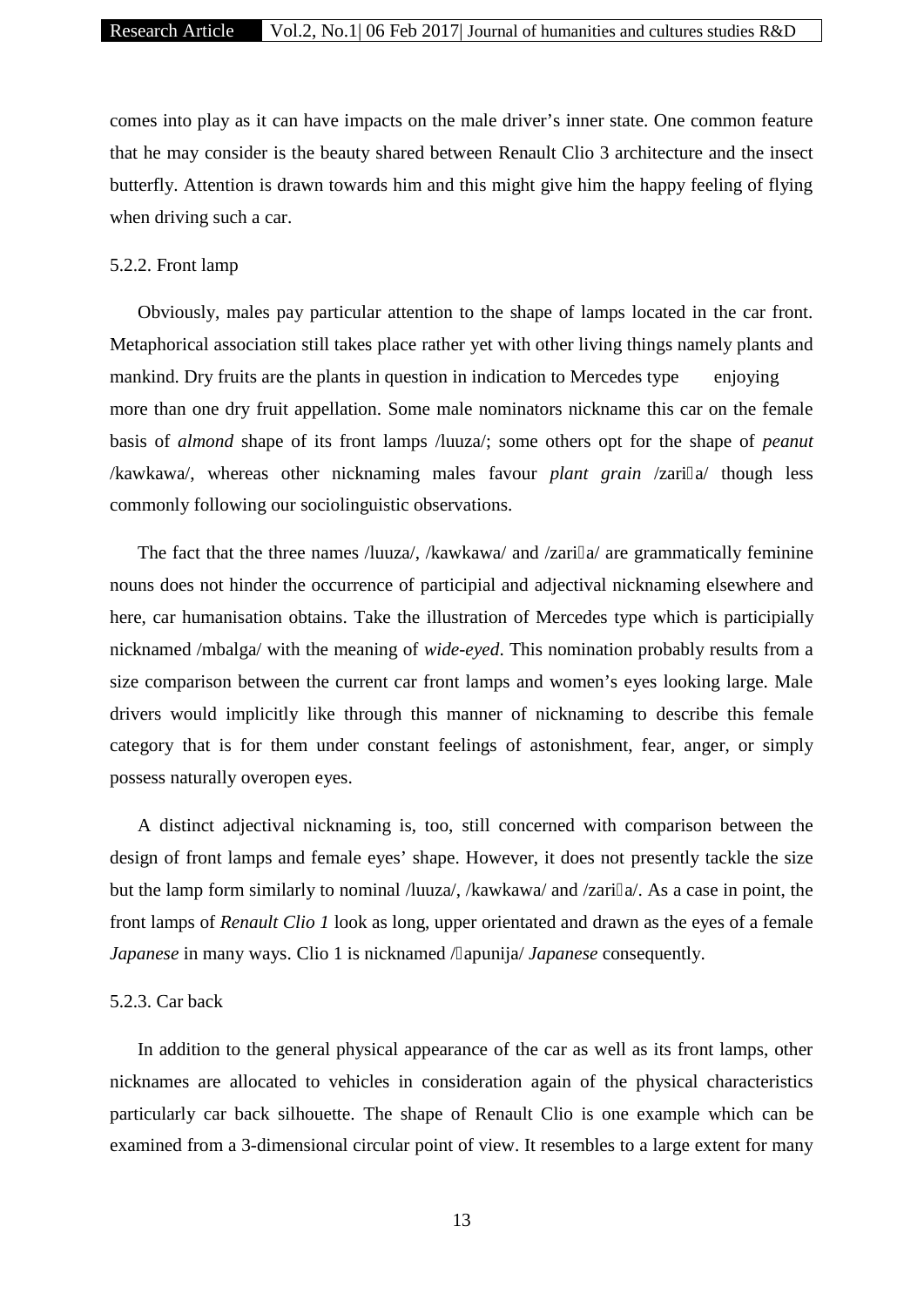comes into play as it can have impacts on the male driver's inner state. One common feature that he may consider is the beauty shared between Renault Clio 3 architecture and the insect butterfly. Attention is drawn towards him and this might give him the happy feeling of flying when driving such a car.

5.2.2. Front lamp

Obviously, males pay particular attention to the shape of lamps located in the car front. Metaphorical association still takes place rather yet with other living things namely plants and mankind. Dry fruits are the plants in question in indication to Mercedes type enjoying more than one dry fruit appellation. Some male nominators nickname this car on the female basis of *almond* shape of its front lamps /luuza/; some others opt for the shape of *peanut* /kawkawa/, whereas other nicknaming males favour *plant grain* /zari a/ though less commonly following our sociolinguistic observations.

The fact that the three names /luuza/, /kawkawa/ and /zari a/ are grammatically feminine nouns does not hinder the occurrence of participial and adjectival nicknaming elsewhere and here, car humanisation obtains. Take the illustration of Mercedes type which is participially nicknamed /mbalga/ with the meaning of *wide-eyed*. This nomination probably results from a size comparison between the current car front lamps and women's eyes looking large. Male drivers would implicitly like through this manner of nicknaming to describe this female category that is for them under constant feelings of astonishment, fear, anger, or simply possess naturally overopen eyes.

A distinct adjectival nicknaming is, too, still concerned with comparison between the design of front lamps and female eyes' shape. However, it does not presently tackle the size but the lamp form similarly to nominal /luuza/, /kawkawa/ and /zari a/. As a case in point, the front lamps of *Renault Clio 1* look as long, upper orientated and drawn as the eyes of a female *Japanese* in many ways. Clio 1 is nicknamed / apunija/ *Japanese* consequently.

5.2.3. Car back

In addition to the general physical appearance of the car as well as its front lamps, other nicknames are allocated to vehicles in consideration again of the physical characteristics particularly car back silhouette. The shape of Renault Clio is one example which can be examined from a 3-dimensional circular point of view. It resembles to a large extent for many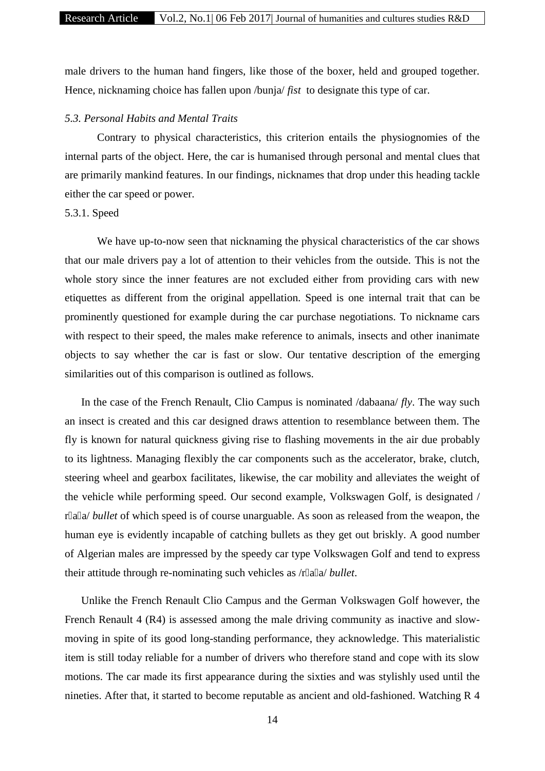male drivers to the human hand fingers, like those of the boxer, held and grouped together. Hence, nicknaming choice has fallen upon /bunja/ *fist* to designate this type of car.

### *5.3. Personal Habits and Mental Traits*

Contrary to physical characteristics, this criterion entails the physiognomies of the internal parts of the object. Here, the car is humanised through personal and mental clues that are primarily mankind features. In our findings, nicknames that drop under this heading tackle either the car speed or power.

#### 5.3.1. Speed

We have up-to-now seen that nicknaming the physical characteristics of the car shows that our male drivers pay a lot of attention to their vehicles from the outside. This is not the whole story since the inner features are not excluded either from providing cars with new etiquettes as different from the original appellation. Speed is one internal trait that can be prominently questioned for example during the car purchase negotiations. To nickname cars with respect to their speed, the males make reference to animals, insects and other inanimate objects to say whether the car is fast or slow. Our tentative description of the emerging similarities out of this comparison is outlined as follows.

In the case of the French Renault, Clio Campus is nominated /dabaana/ *fly*. The way such an insect is created and this car designed draws attention to resemblance between them. The fly is known for natural quickness giving rise to flashing movements in the air due probably to its lightness. Managing flexibly the car components such as the accelerator, brake, clutch, steering wheel and gearbox facilitates, likewise, the car mobility and alleviates the weight of the vehicle while performing speed. Our second example, Volkswagen Golf, is designated / r�a�a/ *bullet* of which speed is of course unarguable. As soon as released from the weapon, the human eye is evidently incapable of catching bullets as they get out briskly. A good number of Algerian males are impressed by the speedy car type Volkswagen Golf and tend to express their attitude through re-nominating such vehicles as /r�a�a/ *bullet*.

Unlike the French Renault Clio Campus and the German Volkswagen Golf however, the French Renault 4 (R4) is assessed among the male driving community as inactive and slow-moving in spite of its good long-standing performance, they acknowledge. This materialistic item is still today reliable for a number of drivers who therefore stand and cope with its slow motions. The car made its first appearance during the sixties and was stylishly used until the nineties. After that, it started to become reputable as ancient and old-fashioned. Watching R 4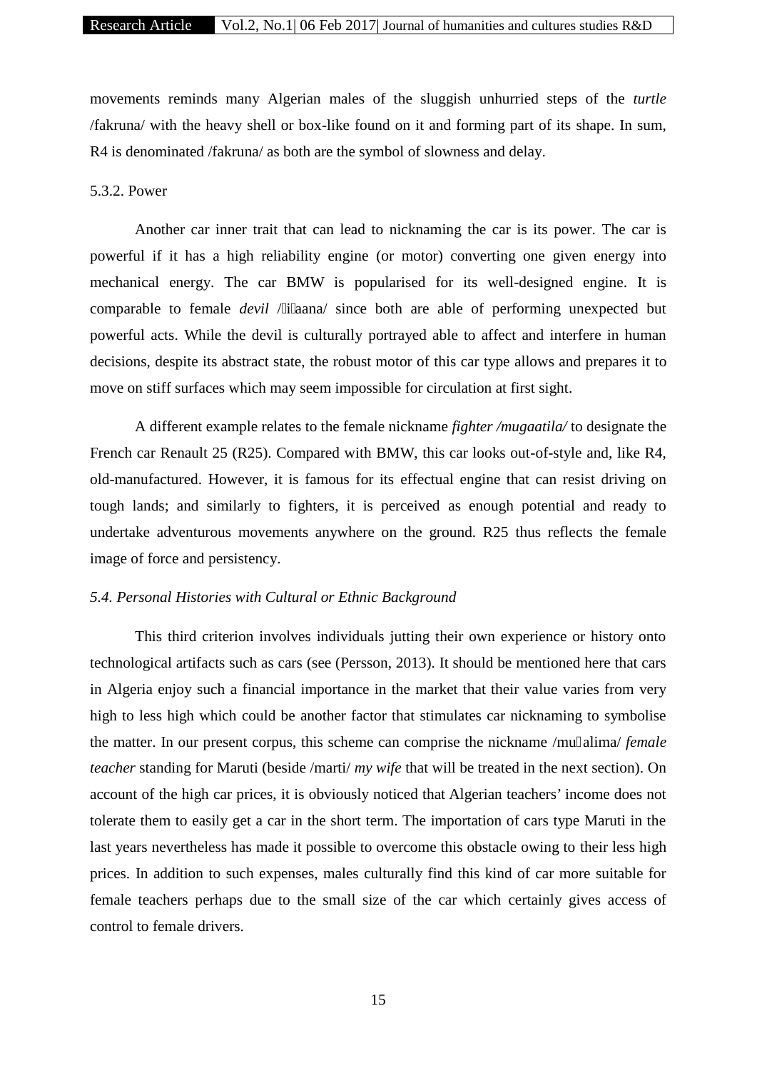movements reminds many Algerian males of the sluggish unhurried steps of the *turtle* /fakruna/ with the heavy shell or box-like found on it and forming part of its shape. In sum, R4 is denominated /fakruna/ as both are the symbol of slowness and delay.

5.3.2. Power

Another car inner trait that can lead to nicknaming the car is its power. The car is powerful if it has a high reliability engine (or motor) converting one given energy into mechanical energy. The car BMW is popularised for its well-designed engine. It is comparable to female *devil* /ʃiʃaana/ since both are able of performing unexpected but powerful acts. While the devil is culturally portrayed able to affect and interfere in human decisions, despite its abstract state, the robust motor of this car type allows and prepares it to move on stiff surfaces which may seem impossible for circulation at first sight.

A different example relates to the female nickname *fighter /mugaatila/* to designate the French car Renault 25 (R25). Compared with BMW, this car looks out-of-style and, like R4, old-manufactured. However, it is famous for its effectual engine that can resist driving on tough lands; and similarly to fighters, it is perceived as enough potential and ready to undertake adventurous movements anywhere on the ground. R25 thus reflects the female image of force and persistency.

*5.4. Personal Histories with Cultural or Ethnic Background*

This third criterion involves individuals jutting their own experience or history onto technological artifacts such as cars (see (Persson, 2013). It should be mentioned here that cars in Algeria enjoy such a financial importance in the market that their value varies from very high to less high which could be another factor that stimulates car nicknaming to symbolise the matter. In our present corpus, this scheme can comprise the nickname /muʕalima/ *female teacher* standing for Maruti (beside /marti/ *my wife* that will be treated in the next section). On account of the high car prices, it is obviously noticed that Algerian teachers' income does not tolerate them to easily get a car in the short term. The importation of cars type Maruti in the last years nevertheless has made it possible to overcome this obstacle owing to their less high prices. In addition to such expenses, males culturally find this kind of car more suitable for female teachers perhaps due to the small size of the car which certainly gives access of control to female drivers.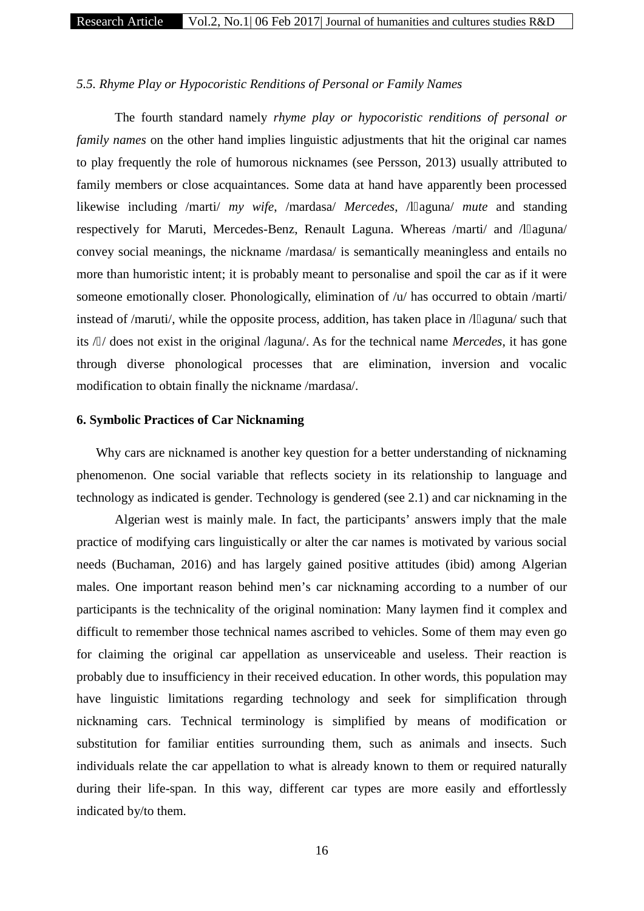### *5.5. Rhyme Play or Hypocoristic Renditions of Personal or Family Names*

The fourth standard namely *rhyme play or hypocoristic renditions of personal or family names* on the other hand implies linguistic adjustments that hit the original car names to play frequently the role of humorous nicknames (see Persson, 2013) usually attributed to family members or close acquaintances. Some data at hand have apparently been processed likewise including /marti/ *my wife*, /mardasa/ *Mercedes*, /l□aguna/ *mute* and standing respectively for Maruti, Mercedes-Benz, Renault Laguna. Whereas /marti/ and /l□aguna/ convey social meanings, the nickname /mardasa/ is semantically meaningless and entails no more than humoristic intent; it is probably meant to personalise and spoil the car as if it were someone emotionally closer. Phonologically, elimination of /u/ has occurred to obtain /marti/ instead of /maruti/, while the opposite process, addition, has taken place in /l□aguna/ such that its /□/ does not exist in the original /laguna/. As for the technical name *Mercedes*, it has gone through diverse phonological processes that are elimination, inversion and vocalic modification to obtain finally the nickname /mardasa/.

## 6. Symbolic Practices of Car Nicknaming

Why cars are nicknamed is another key question for a better understanding of nicknaming phenomenon. One social variable that reflects society in its relationship to language and technology as indicated is gender. Technology is gendered (see 2.1) and car nicknaming in the Algerian west is mainly male. In fact, the participants' answers imply that the male practice of modifying cars linguistically or alter the car names is motivated by various social needs (Buchaman, 2016) and has largely gained positive attitudes (ibid) among Algerian males. One important reason behind men's car nicknaming according to a number of our participants is the technicality of the original nomination: Many laymen find it complex and difficult to remember those technical names ascribed to vehicles. Some of them may even go for claiming the original car appellation as unserviceable and useless. Their reaction is probably due to insufficiency in their received education. In other words, this population may have linguistic limitations regarding technology and seek for simplification through nicknaming cars. Technical terminology is simplified by means of modification or substitution for familiar entities surrounding them, such as animals and insects. Such individuals relate the car appellation to what is already known to them or required naturally during their life-span. In this way, different car types are more easily and effortlessly indicated by/to them.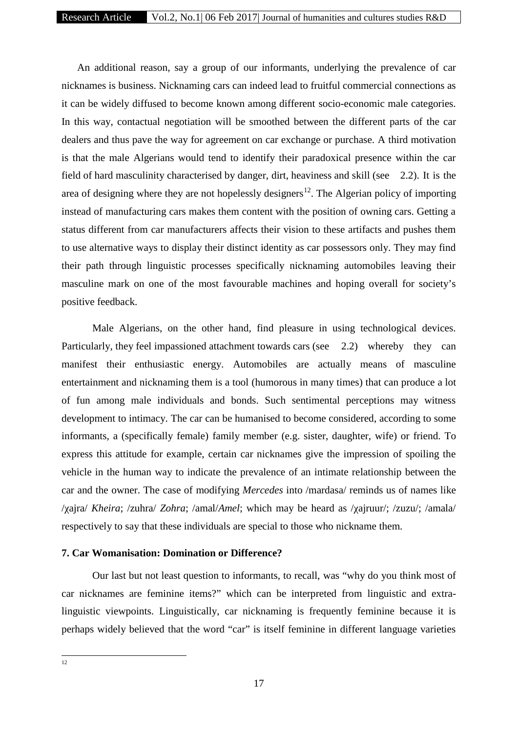An additional reason, say a group of our informants, underlying the prevalence of car nicknames is business. Nicknaming cars can indeed lead to fruitful commercial connections as it can be widely diffused to become known among different socio-economic male categories. In this way, contactual negotiation will be smoothed between the different parts of the car dealers and thus pave the way for agreement on car exchange or purchase. A third motivation is that the male Algerians would tend to identify their paradoxical presence within the car field of hard masculinity characterised by danger, dirt, heaviness and skill (see 2.2). It is the area of designing where they are not hopelessly designers[12]. The Algerian policy of importing instead of manufacturing cars makes them content with the position of owning cars. Getting a status different from car manufacturers affects their vision to these artifacts and pushes them to use alternative ways to display their distinct identity as car possessors only. They may find their path through linguistic processes specifically nicknaming automobiles leaving their masculine mark on one of the most favourable machines and hoping overall for society's positive feedback.

Male Algerians, on the other hand, find pleasure in using technological devices. Particularly, they feel impassioned attachment towards cars (see 2.2) whereby they can manifest their enthusiastic energy. Automobiles are actually means of masculine entertainment and nicknaming them is a tool (humorous in many times) that can produce a lot of fun among male individuals and bonds. Such sentimental perceptions may witness development to intimacy. The car can be humanised to become considered, according to some informants, a (specifically female) family member (e.g. sister, daughter, wife) or friend. To express this attitude for example, certain car nicknames give the impression of spoiling the vehicle in the human way to indicate the prevalence of an intimate relationship between the car and the owner. The case of modifying *Mercedes* into /mardasa/ reminds us of names like /χajra/ *Kheira*; /zuhra/ *Zohra*; /amal/*Amel*; which may be heard as /χajruur/; /zuzu/; /amala/ respectively to say that these individuals are special to those who nickname them.

### 7. Car Womanisation: Domination or Difference?

Our last but not least question to informants, to recall, was "why do you think most of car nicknames are feminine items?" which can be interpreted from linguistic and extra-linguistic viewpoints. Linguistically, car nicknaming is frequently feminine because it is perhaps widely believed that the word "car" is itself feminine in different language varieties

---

[12]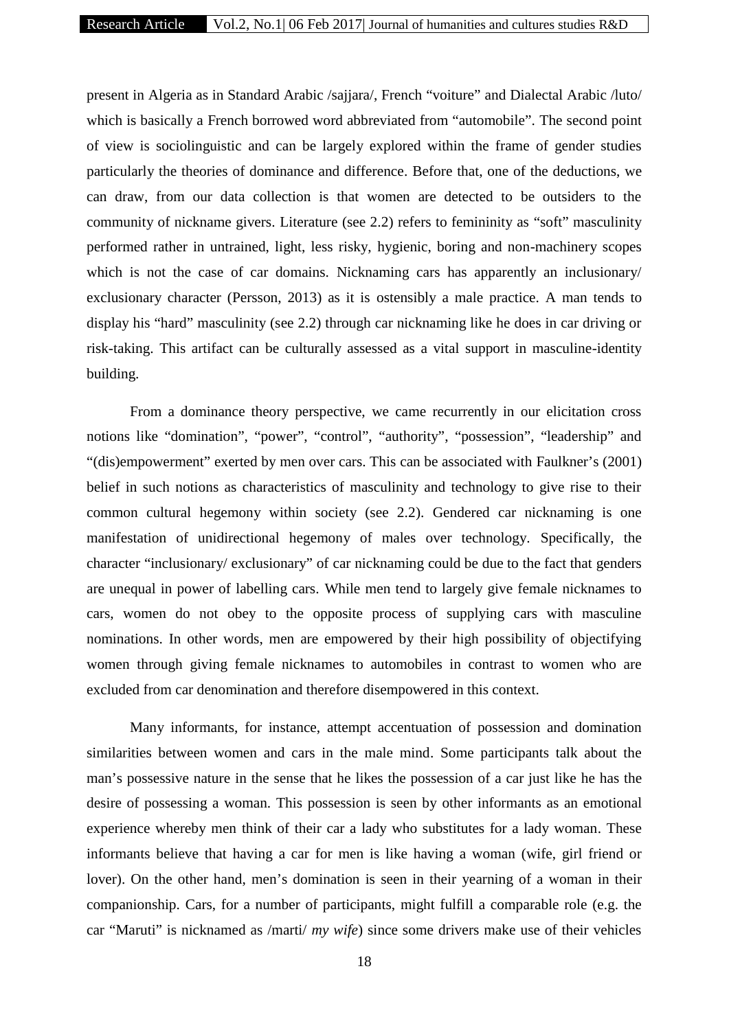present in Algeria as in Standard Arabic /sajjara/, French "voiture" and Dialectal Arabic /luto/ which is basically a French borrowed word abbreviated from "automobile". The second point of view is sociolinguistic and can be largely explored within the frame of gender studies particularly the theories of dominance and difference. Before that, one of the deductions, we can draw, from our data collection is that women are detected to be outsiders to the community of nickname givers. Literature (see 2.2) refers to femininity as "soft" masculinity performed rather in untrained, light, less risky, hygienic, boring and non-machinery scopes which is not the case of car domains. Nicknaming cars has apparently an inclusionary/ exclusionary character (Persson, 2013) as it is ostensibly a male practice. A man tends to display his "hard" masculinity (see 2.2) through car nicknaming like he does in car driving or risk-taking. This artifact can be culturally assessed as a vital support in masculine-identity building.

From a dominance theory perspective, we came recurrently in our elicitation cross notions like "domination", "power", "control", "authority", "possession", "leadership" and "(dis)empowerment" exerted by men over cars. This can be associated with Faulkner's (2001) belief in such notions as characteristics of masculinity and technology to give rise to their common cultural hegemony within society (see 2.2). Gendered car nicknaming is one manifestation of unidirectional hegemony of males over technology. Specifically, the character "inclusionary/ exclusionary" of car nicknaming could be due to the fact that genders are unequal in power of labelling cars. While men tend to largely give female nicknames to cars, women do not obey to the opposite process of supplying cars with masculine nominations. In other words, men are empowered by their high possibility of objectifying women through giving female nicknames to automobiles in contrast to women who are excluded from car denomination and therefore disempowered in this context.

Many informants, for instance, attempt accentuation of possession and domination similarities between women and cars in the male mind. Some participants talk about the man's possessive nature in the sense that he likes the possession of a car just like he has the desire of possessing a woman. This possession is seen by other informants as an emotional experience whereby men think of their car a lady who substitutes for a lady woman. These informants believe that having a car for men is like having a woman (wife, girl friend or lover). On the other hand, men's domination is seen in their yearning of a woman in their companionship. Cars, for a number of participants, might fulfill a comparable role (e.g. the car "Maruti" is nicknamed as /marti/ *my wife*) since some drivers make use of their vehicles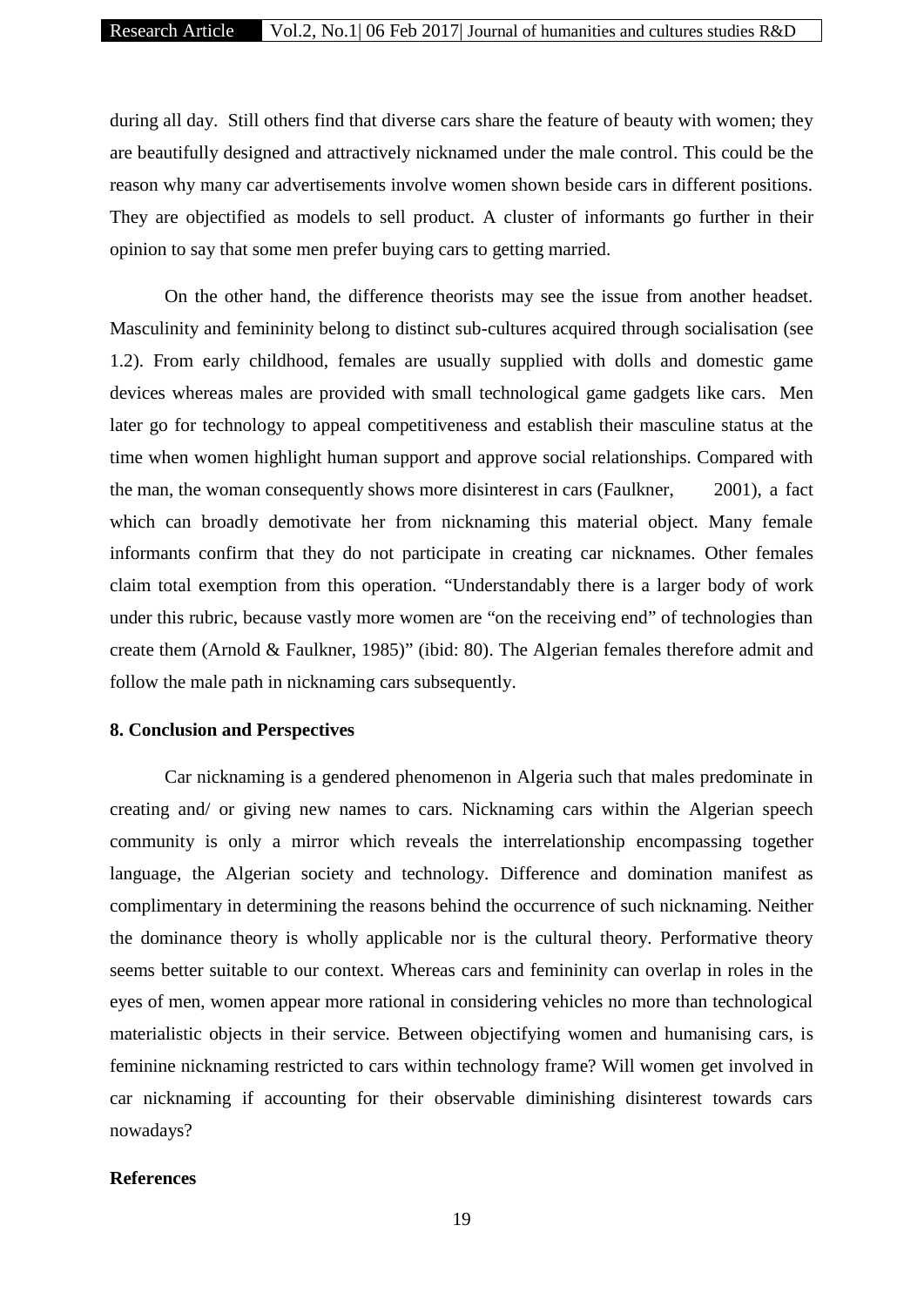during all day. Still others find that diverse cars share the feature of beauty with women; they are beautifully designed and attractively nicknamed under the male control. This could be the reason why many car advertisements involve women shown beside cars in different positions. They are objectified as models to sell product. A cluster of informants go further in their opinion to say that some men prefer buying cars to getting married.

On the other hand, the difference theorists may see the issue from another headset. Masculinity and femininity belong to distinct sub-cultures acquired through socialisation (see 1.2). From early childhood, females are usually supplied with dolls and domestic game devices whereas males are provided with small technological game gadgets like cars. Men later go for technology to appeal competitiveness and establish their masculine status at the time when women highlight human support and approve social relationships. Compared with the man, the woman consequently shows more disinterest in cars (Faulkner, 2001), a fact which can broadly demotivate her from nicknaming this material object. Many female informants confirm that they do not participate in creating car nicknames. Other females claim total exemption from this operation. "Understandably there is a larger body of work under this rubric, because vastly more women are "on the receiving end" of technologies than create them (Arnold & Faulkner, 1985)" (ibid: 80). The Algerian females therefore admit and follow the male path in nicknaming cars subsequently.

## 8. Conclusion and Perspectives

Car nicknaming is a gendered phenomenon in Algeria such that males predominate in creating and/ or giving new names to cars. Nicknaming cars within the Algerian speech community is only a mirror which reveals the interrelationship encompassing together language, the Algerian society and technology. Difference and domination manifest as complimentary in determining the reasons behind the occurrence of such nicknaming. Neither the dominance theory is wholly applicable nor is the cultural theory. Performative theory seems better suitable to our context. Whereas cars and femininity can overlap in roles in the eyes of men, women appear more rational in considering vehicles no more than technological materialistic objects in their service. Between objectifying women and humanising cars, is feminine nicknaming restricted to cars within technology frame? Will women get involved in car nicknaming if accounting for their observable diminishing disinterest towards cars nowadays?

## References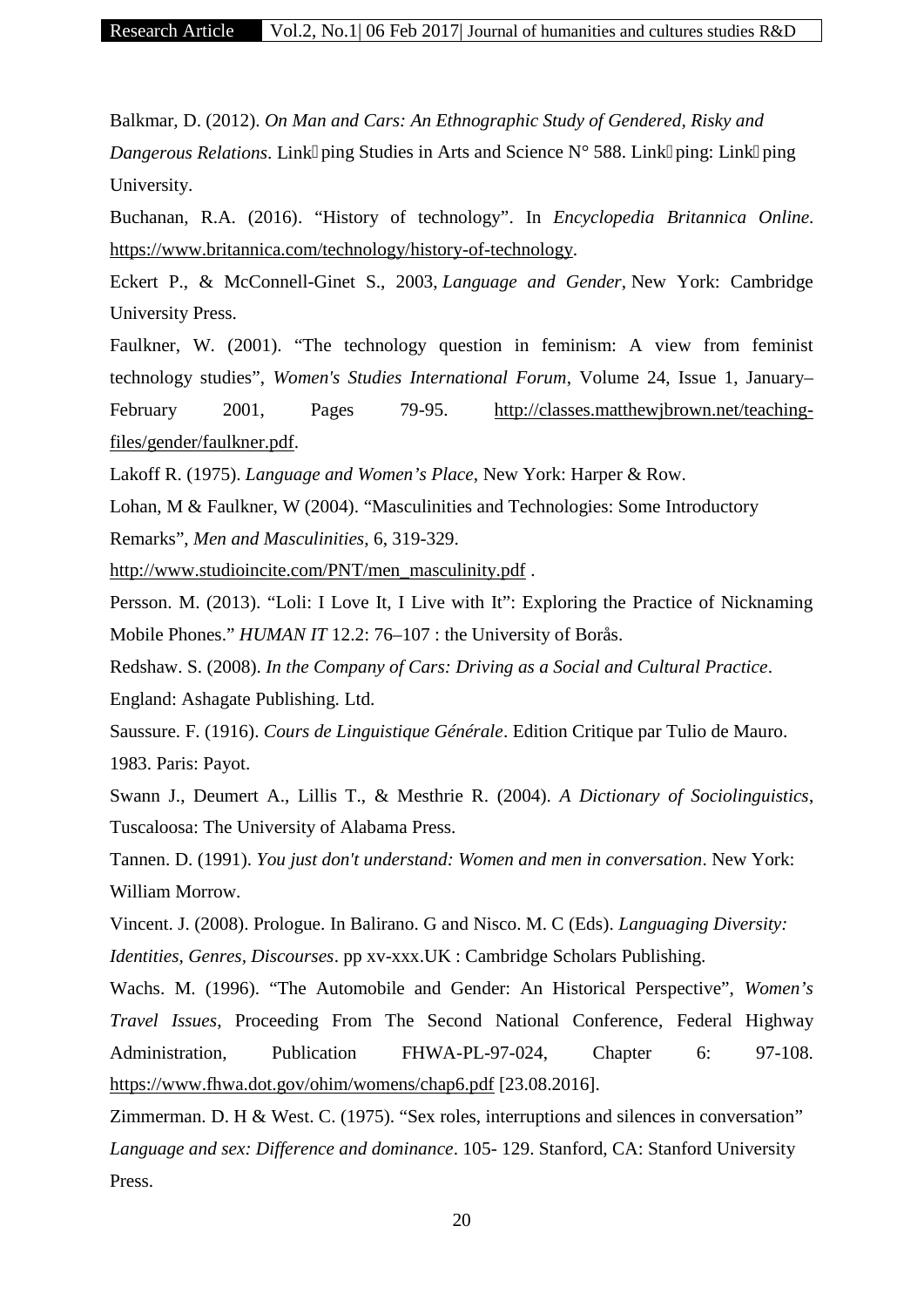Balkmar, D. (2012). *On Man and Cars: An Ethnographic Study of Gendered, Risky and Dangerous Relations*. Link ping Studies in Arts and Science N° 588. Link ping: Link ping University.

Buchanan, R.A. (2016). "History of technology". In *Encyclopedia Britannica Online*. https://www.britannica.com/technology/history-of-technology.

Eckert P., & McConnell-Ginet S., 2003, *Language and Gender*, New York: Cambridge University Press.

Faulkner, W. (2001). "The technology question in feminism: A view from feminist technology studies", *Women's Studies International Forum*, Volume 24, Issue 1, January–February 2001, Pages 79-95. http://classes.matthewjbrown.net/teaching-files/gender/faulkner.pdf.

Lakoff R. (1975). *Language and Women's Place*, New York: Harper & Row.

Lohan, M & Faulkner, W (2004). "Masculinities and Technologies: Some Introductory Remarks", *Men and Masculinities*, 6, 319-329. http://www.studioincite.com/PNT/men_masculinity.pdf .

Persson. M. (2013). "Loli: I Love It, I Live with It": Exploring the Practice of Nicknaming Mobile Phones." *HUMAN IT* 12.2: 76–107 : the University of Borås.

Redshaw. S. (2008). *In the Company of Cars: Driving as a Social and Cultural Practice*. England: Ashagate Publishing. Ltd.

Saussure. F. (1916). *Cours de Linguistique Générale*. Edition Critique par Tulio de Mauro. 1983. Paris: Payot.

Swann J., Deumert A., Lillis T., & Mesthrie R. (2004). *A Dictionary of Sociolinguistics*, Tuscaloosa: The University of Alabama Press.

Tannen. D. (1991). *You just don't understand: Women and men in conversation*. New York: William Morrow.

Vincent. J. (2008). Prologue. In Balirano. G and Nisco. M. C (Eds). *Languaging Diversity: Identities, Genres, Discourses*. pp xv-xxx.UK : Cambridge Scholars Publishing.

Wachs. M. (1996). "The Automobile and Gender: An Historical Perspective", *Women's Travel Issues*, Proceeding From The Second National Conference, Federal Highway Administration, Publication FHWA-PL-97-024, Chapter 6: 97-108. https://www.fhwa.dot.gov/ohim/womens/chap6.pdf [23.08.2016].

Zimmerman. D. H & West. C. (1975). "Sex roles, interruptions and silences in conversation" *Language and sex: Difference and dominance*. 105- 129. Stanford, CA: Stanford University Press.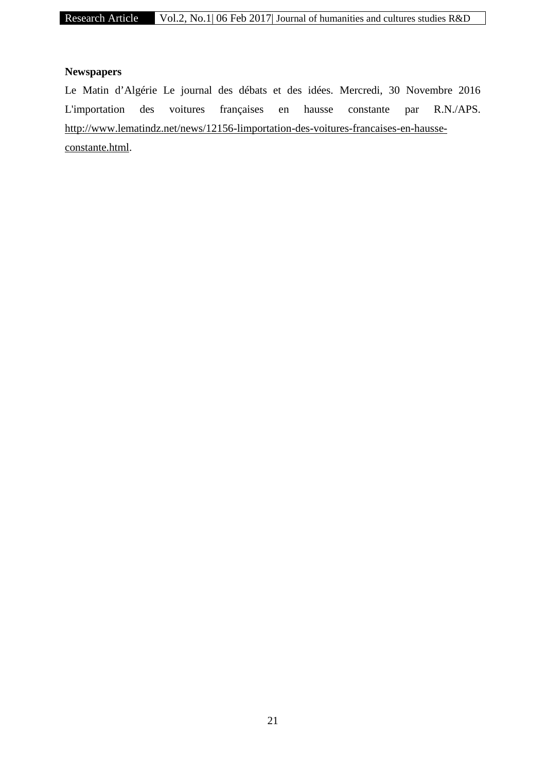**Newspapers**

Le Matin d'Algérie Le journal des débats et des idées. Mercredi, 30 Novembre 2016 L'importation des voitures françaises en hausse constante par R.N./APS. http://www.lematindz.net/news/12156-limportation-des-voitures-francaises-en-hausse-constante.html.